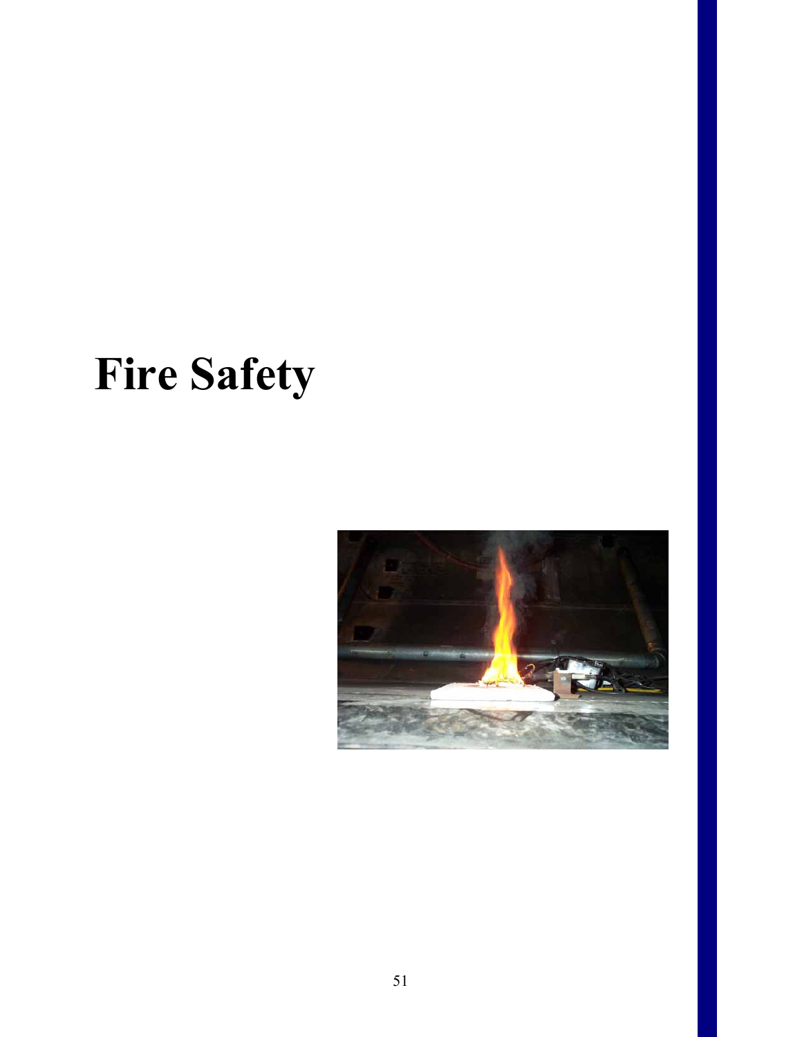# Fire Safety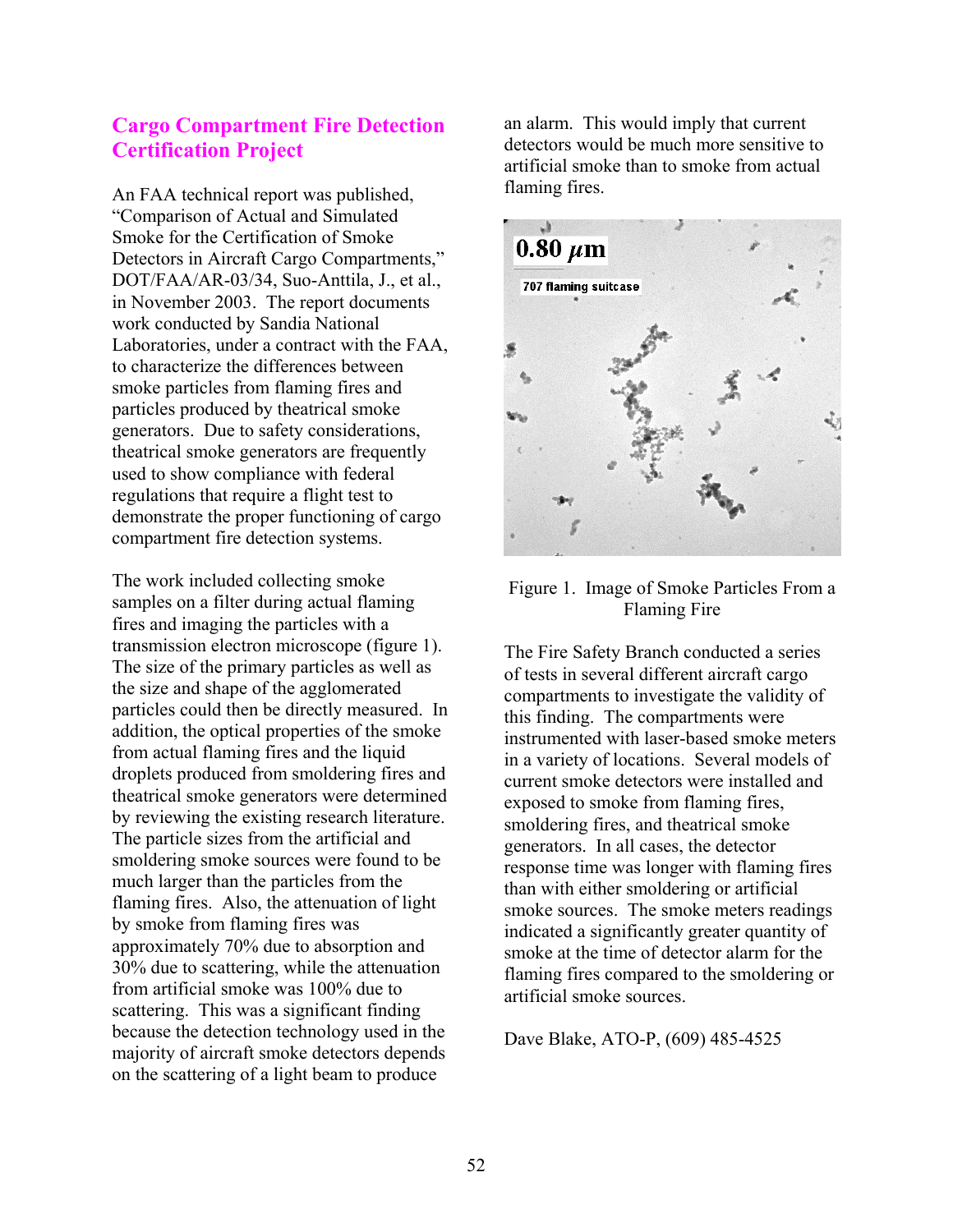## Cargo Compartment Fire Detection Certification Project

An FAA technical report was published, "Comparison of Actual and Simulated Smoke for the Certification of Smoke Detectors in Aircraft Cargo Compartments," DOT/FAA/AR-03/34, Suo-Anttila, J., et al., in November 2003. The report documents work conducted by Sandia National Laboratories, under a contract with the FAA, to characterize the differences between smoke particles from flaming fires and particles produced by theatrical smoke generators. Due to safety considerations, theatrical smoke generators are frequently used to show compliance with federal regulations that require a flight test to demonstrate the proper functioning of cargo compartment fire detection systems.

The work included collecting smoke samples on a filter during actual flaming fires and imaging the particles with a transmission electron microscope (figure 1). The size of the primary particles as well as the size and shape of the agglomerated particles could then be directly measured. In addition, the optical properties of the smoke from actual flaming fires and the liquid droplets produced from smoldering fires and theatrical smoke generators were determined by reviewing the existing research literature. The particle sizes from the artificial and smoldering smoke sources were found to be much larger than the particles from the flaming fires. Also, the attenuation of light by smoke from flaming fires was approximately 70% due to absorption and 30% due to scattering, while the attenuation from artificial smoke was 100% due to scattering. This was a significant finding because the detection technology used in the majority of aircraft smoke detectors depends on the scattering of a light beam to produce an alarm. This would imply that current detectors would be much more sensitive to artificial smoke than to smoke from actual flaming fires.

Figure 1. Image of Smoke Particles From a Flaming Fire

The Fire Safety Branch conducted a series of tests in several different aircraft cargo compartments to investigate the validity of this finding. The compartments were instrumented with laser-based smoke meters in a variety of locations. Several models of current smoke detectors were installed and exposed to smoke from flaming fires, smoldering fires, and theatrical smoke generators. In all cases, the detector response time was longer with flaming fires than with either smoldering or artificial smoke sources. The smoke meters readings indicated a significantly greater quantity of smoke at the time of detector alarm for the flaming fires compared to the smoldering or artificial smoke sources.

Dave Blake, ATO-P, (609) 485-4525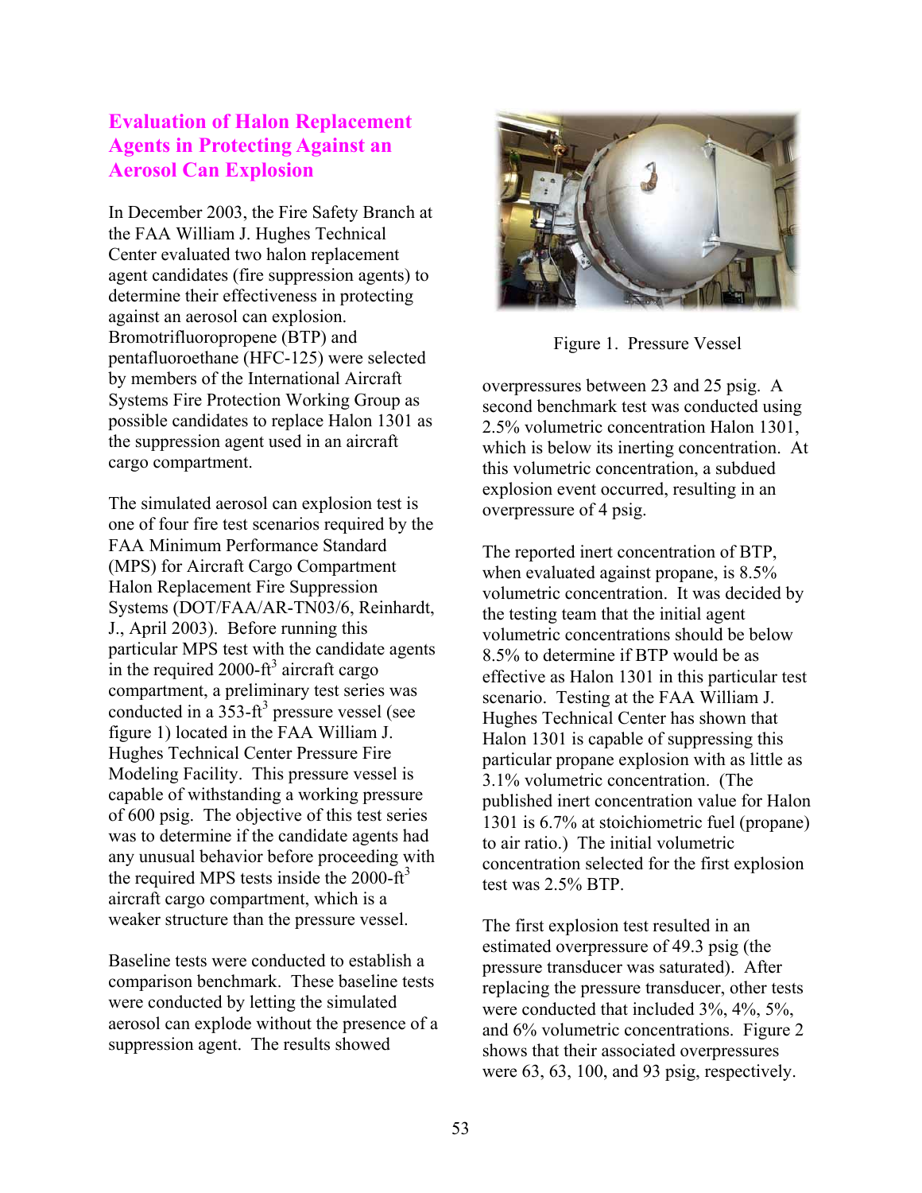## Evaluation of Halon Replacement Agents in Protecting Against an Aerosol Can Explosion

In December 2003, the Fire Safety Branch at the FAA William J. Hughes Technical Center evaluated two halon replacement agent candidates (fire suppression agents) to determine their effectiveness in protecting against an aerosol can explosion. Bromotrifluoropropene (BTP) and pentafluoroethane (HFC-125) were selected by members of the International Aircraft Systems Fire Protection Working Group as possible candidates to replace Halon 1301 as the suppression agent used in an aircraft cargo compartment.

The simulated aerosol can explosion test is one of four fire test scenarios required by the FAA Minimum Performance Standard (MPS) for Aircraft Cargo Compartment Halon Replacement Fire Suppression Systems (DOT/FAA/AR-TN03/6, Reinhardt, J., April 2003). Before running this particular MPS test with the candidate agents in the required 2000-$ft^3$ aircraft cargo compartment, a preliminary test series was conducted in a 353-$ft^3$ pressure vessel (see figure 1) located in the FAA William J. Hughes Technical Center Pressure Fire Modeling Facility. This pressure vessel is capable of withstanding a working pressure of 600 psig. The objective of this test series was to determine if the candidate agents had any unusual behavior before proceeding with the required MPS tests inside the 2000-$ft^3$ aircraft cargo compartment, which is a weaker structure than the pressure vessel.

Figure 1. Pressure Vessel

Baseline tests were conducted to establish a comparison benchmark. These baseline tests were conducted by letting the simulated aerosol can explode without the presence of a suppression agent. The results showed overpressures between 23 and 25 psig. A second benchmark test was conducted using 2.5% volumetric concentration Halon 1301, which is below its inerting concentration. At this volumetric concentration, a subdued explosion event occurred, resulting in an overpressure of 4 psig.

The reported inert concentration of BTP, when evaluated against propane, is 8.5% volumetric concentration. It was decided by the testing team that the initial agent volumetric concentrations should be below 8.5% to determine if BTP would be as effective as Halon 1301 in this particular test scenario. Testing at the FAA William J. Hughes Technical Center has shown that Halon 1301 is capable of suppressing this particular propane explosion with as little as 3.1% volumetric concentration. (The published inert concentration value for Halon 1301 is 6.7% at stoichiometric fuel (propane) to air ratio.) The initial volumetric concentration selected for the first explosion test was 2.5% BTP.

The first explosion test resulted in an estimated overpressure of 49.3 psig (the pressure transducer was saturated). After replacing the pressure transducer, other tests were conducted that included 3%, 4%, 5%, and 6% volumetric concentrations. Figure 2 shows that their associated overpressures were 63, 63, 100, and 93 psig, respectively.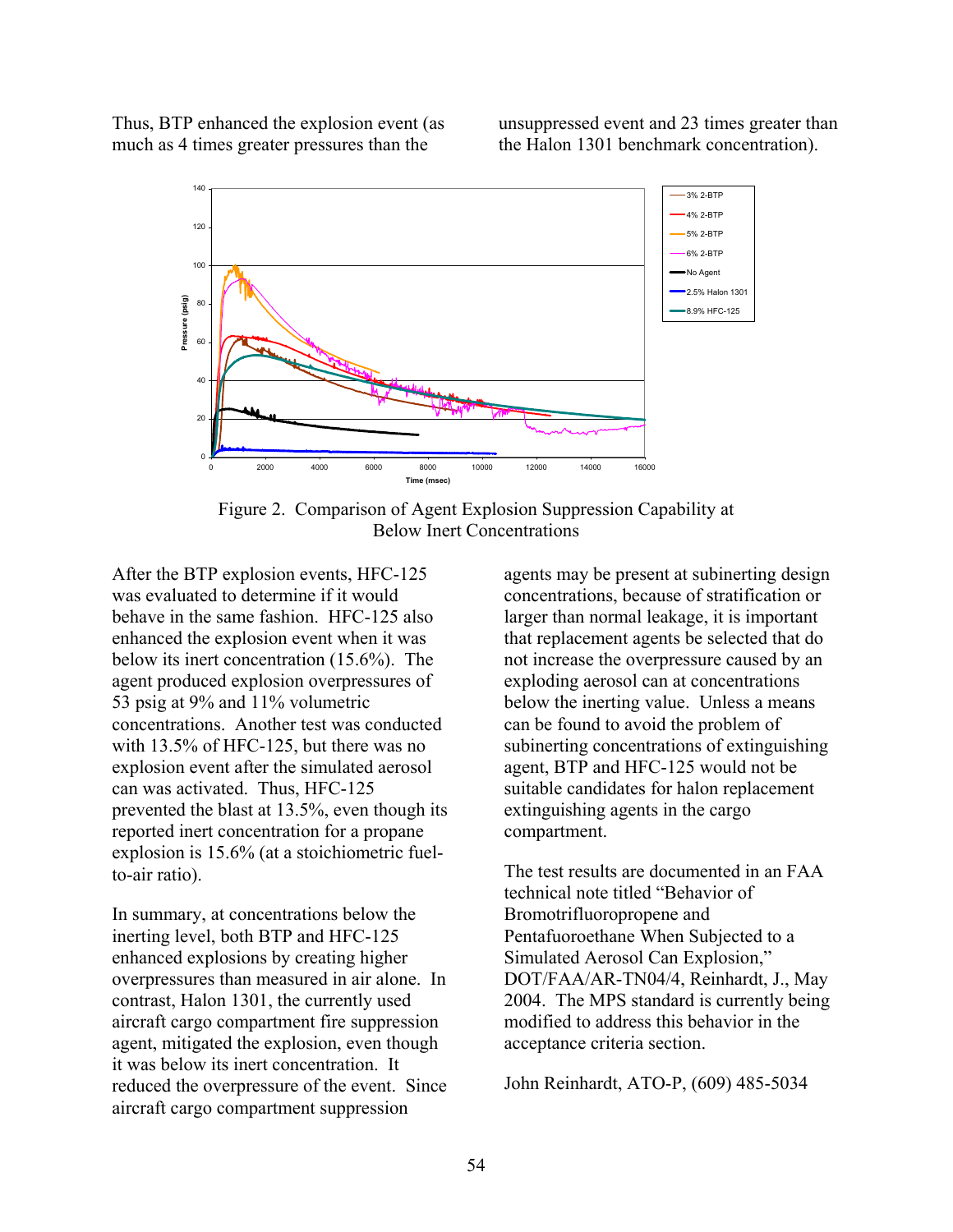Thus, BTP enhanced the explosion event (as much as 4 times greater pressures than the unsuppressed event and 23 times greater than the Halon 1301 benchmark concentration).

Figure 2. Comparison of Agent Explosion Suppression Capability at Below Inert Concentrations

After the BTP explosion events, HFC-125 was evaluated to determine if it would behave in the same fashion. HFC-125 also enhanced the explosion event when it was below its inert concentration (15.6%). The agent produced explosion overpressures of 53 psig at 9% and 11% volumetric concentrations. Another test was conducted with 13.5% of HFC-125, but there was no explosion event after the simulated aerosol can was activated. Thus, HFC-125 prevented the blast at 13.5%, even though its reported inert concentration for a propane explosion is 15.6% (at a stoichiometric fuel-to-air ratio).

In summary, at concentrations below the inerting level, both BTP and HFC-125 enhanced explosions by creating higher overpressures than measured in air alone. In contrast, Halon 1301, the currently used aircraft cargo compartment fire suppression agent, mitigated the explosion, even though it was below its inert concentration. It reduced the overpressure of the event. Since aircraft cargo compartment suppression agents may be present at subinerting design concentrations, because of stratification or larger than normal leakage, it is important that replacement agents be selected that do not increase the overpressure caused by an exploding aerosol can at concentrations below the inerting value. Unless a means can be found to avoid the problem of subinerting concentrations of extinguishing agent, BTP and HFC-125 would not be suitable candidates for halon replacement extinguishing agents in the cargo compartment.

The test results are documented in an FAA technical note titled "Behavior of Bromotrifluoropropene and Pentafluoroethane When Subjected to a Simulated Aerosol Can Explosion," DOT/FAA/AR-TN04/4, Reinhardt, J., May 2004. The MPS standard is currently being modified to address this behavior in the acceptance criteria section.

John Reinhardt, ATO-P, (609) 485-5034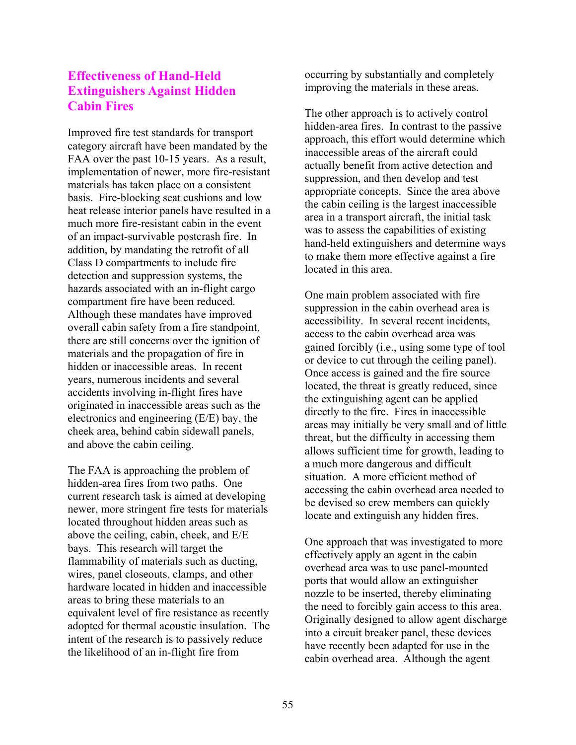## Effectiveness of Hand-Held Extinguishers Against Hidden Cabin Fires

Improved fire test standards for transport category aircraft have been mandated by the FAA over the past 10-15 years. As a result, implementation of newer, more fire-resistant materials has taken place on a consistent basis. Fire-blocking seat cushions and low heat release interior panels have resulted in a much more fire-resistant cabin in the event of an impact-survivable postcrash fire. In addition, by mandating the retrofit of all Class D compartments to include fire detection and suppression systems, the hazards associated with an in-flight cargo compartment fire have been reduced. Although these mandates have improved overall cabin safety from a fire standpoint, there are still concerns over the ignition of materials and the propagation of fire in hidden or inaccessible areas. In recent years, numerous incidents and several accidents involving in-flight fires have originated in inaccessible areas such as the electronics and engineering (E/E) bay, the cheek area, behind cabin sidewall panels, and above the cabin ceiling.

The FAA is approaching the problem of hidden-area fires from two paths. One current research task is aimed at developing newer, more stringent fire tests for materials located throughout hidden areas such as above the ceiling, cabin, cheek, and E/E bays. This research will target the flammability of materials such as ducting, wires, panel closeouts, clamps, and other hardware located in hidden and inaccessible areas to bring these materials to an equivalent level of fire resistance as recently adopted for thermal acoustic insulation. The intent of the research is to passively reduce the likelihood of an in-flight fire from occurring by substantially and completely improving the materials in these areas.

The other approach is to actively control hidden-area fires. In contrast to the passive approach, this effort would determine which inaccessible areas of the aircraft could actually benefit from active detection and suppression, and then develop and test appropriate concepts. Since the area above the cabin ceiling is the largest inaccessible area in a transport aircraft, the initial task was to assess the capabilities of existing hand-held extinguishers and determine ways to make them more effective against a fire located in this area.

One main problem associated with fire suppression in the cabin overhead area is accessibility. In several recent incidents, access to the cabin overhead area was gained forcibly (i.e., using some type of tool or device to cut through the ceiling panel). Once access is gained and the fire source located, the threat is greatly reduced, since the extinguishing agent can be applied directly to the fire. Fires in inaccessible areas may initially be very small and of little threat, but the difficulty in accessing them allows sufficient time for growth, leading to a much more dangerous and difficult situation. A more efficient method of accessing the cabin overhead area needed to be devised so crew members can quickly locate and extinguish any hidden fires.

One approach that was investigated to more effectively apply an agent in the cabin overhead area was to use panel-mounted ports that would allow an extinguisher nozzle to be inserted, thereby eliminating the need to forcibly gain access to this area. Originally designed to allow agent discharge into a circuit breaker panel, these devices have recently been adapted for use in the cabin overhead area. Although the agent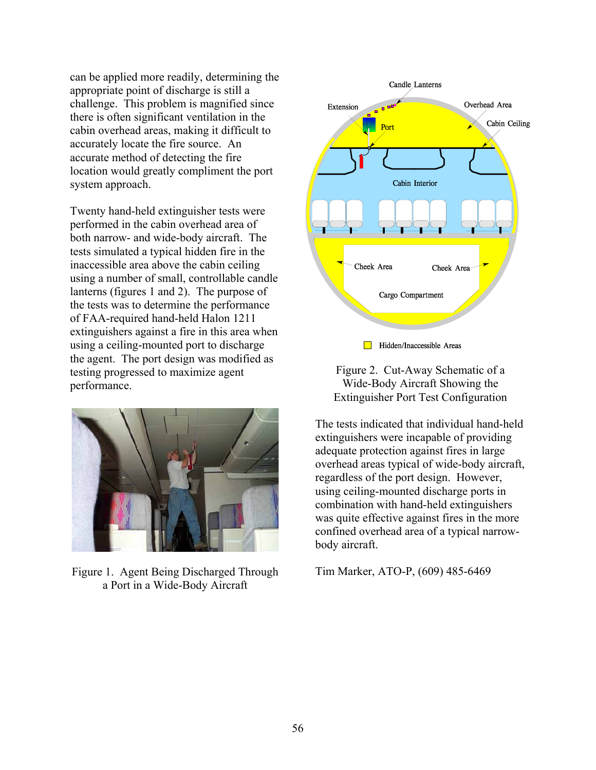can be applied more readily, determining the appropriate point of discharge is still a challenge. This problem is magnified since there is often significant ventilation in the cabin overhead areas, making it difficult to accurately locate the fire source. An accurate method of detecting the fire location would greatly compliment the port system approach.

Twenty hand-held extinguisher tests were performed in the cabin overhead area of both narrow- and wide-body aircraft. The tests simulated a typical hidden fire in the inaccessible area above the cabin ceiling using a number of small, controllable candle lanterns (figures 1 and 2). The purpose of the tests was to determine the performance of FAA-required hand-held Halon 1211 extinguishers against a fire in this area when using a ceiling-mounted port to discharge the agent. The port design was modified as testing progressed to maximize agent performance.

Figure 1. Agent Being Discharged Through a Port in a Wide-Body Aircraft

Figure 2. Cut-Away Schematic of a Wide-Body Aircraft Showing the Extinguisher Port Test Configuration

The tests indicated that individual hand-held extinguishers were incapable of providing adequate protection against fires in large overhead areas typical of wide-body aircraft, regardless of the port design. However, using ceiling-mounted discharge ports in combination with hand-held extinguishers was quite effective against fires in the more confined overhead area of a typical narrow-body aircraft.

Tim Marker, ATO-P, (609) 485-6469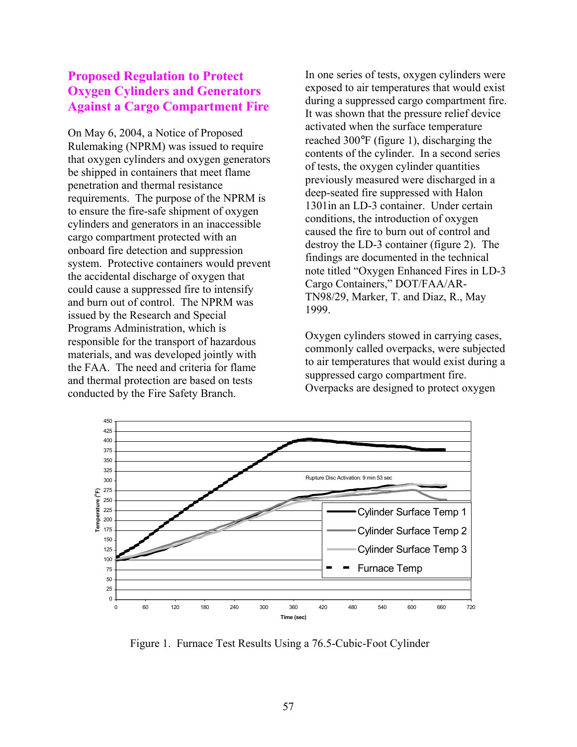## Proposed Regulation to Protect Oxygen Cylinders and Generators Against a Cargo Compartment Fire

On May 6, 2004, a Notice of Proposed Rulemaking (NPRM) was issued to require that oxygen cylinders and oxygen generators be shipped in containers that meet flame penetration and thermal resistance requirements. The purpose of the NPRM is to ensure the fire-safe shipment of oxygen cylinders and generators in an inaccessible cargo compartment protected with an onboard fire detection and suppression system. Protective containers would prevent the accidental discharge of oxygen that could cause a suppressed fire to intensify and burn out of control. The NPRM was issued by the Research and Special Programs Administration, which is responsible for the transport of hazardous materials, and was developed jointly with the FAA. The need and criteria for flame and thermal protection are based on tests conducted by the Fire Safety Branch.

In one series of tests, oxygen cylinders were exposed to air temperatures that would exist during a suppressed cargo compartment fire. It was shown that the pressure relief device activated when the surface temperature reached 300°F (figure 1), discharging the contents of the cylinder. In a second series of tests, the oxygen cylinder quantities previously measured were discharged in a deep-seated fire suppressed with Halon 1301in an LD-3 container. Under certain conditions, the introduction of oxygen caused the fire to burn out of control and destroy the LD-3 container (figure 2). The findings are documented in the technical note titled "Oxygen Enhanced Fires in LD-3 Cargo Containers," DOT/FAA/AR-TN98/29, Marker, T. and Diaz, R., May 1999.

Oxygen cylinders stowed in carrying cases, commonly called overpacks, were subjected to air temperatures that would exist during a suppressed cargo compartment fire. Overpacks are designed to protect oxygen

Figure 1. Furnace Test Results Using a 76.5-Cubic-Foot Cylinder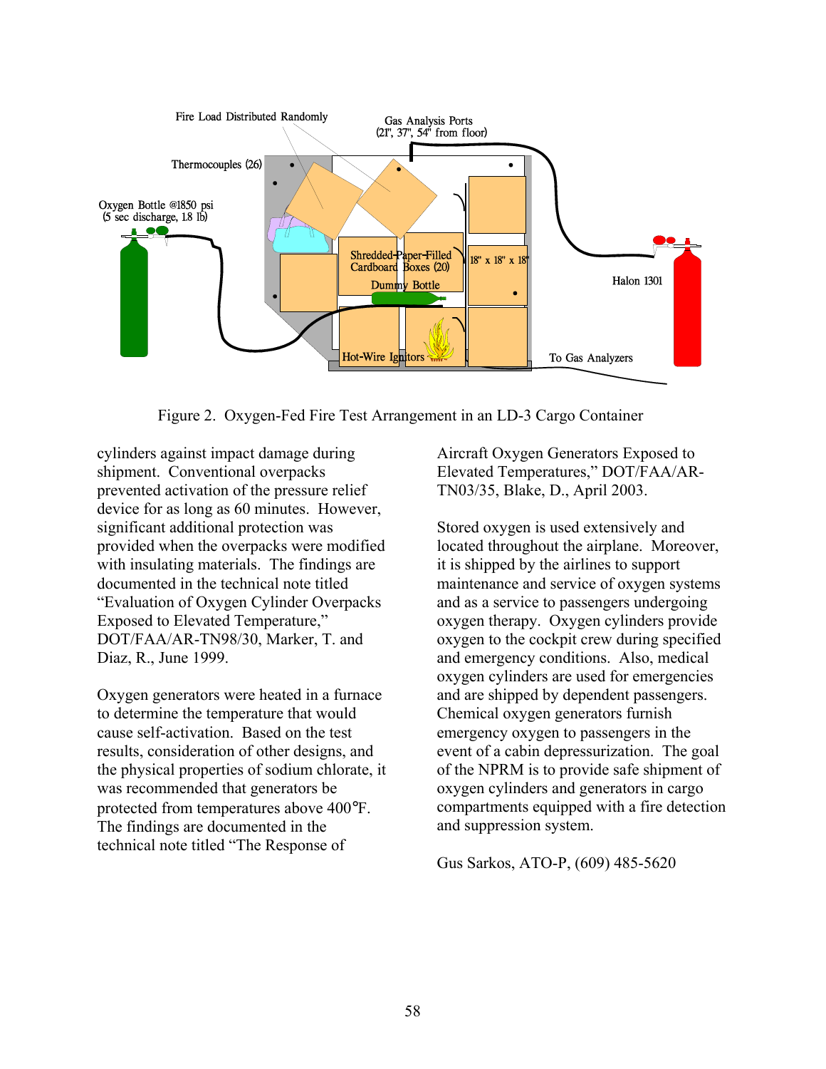Figure 2. Oxygen-Fed Fire Test Arrangement in an LD-3 Cargo Container

cylinders against impact damage during shipment. Conventional overpacks prevented activation of the pressure relief device for as long as 60 minutes. However, significant additional protection was provided when the overpacks were modified with insulating materials. The findings are documented in the technical note titled "Evaluation of Oxygen Cylinder Overpacks Exposed to Elevated Temperature," DOT/FAA/AR-TN98/30, Marker, T. and Diaz, R., June 1999.

Oxygen generators were heated in a furnace to determine the temperature that would cause self-activation. Based on the test results, consideration of other designs, and the physical properties of sodium chlorate, it was recommended that generators be protected from temperatures above 400°F. The findings are documented in the technical note titled "The Response of Aircraft Oxygen Generators Exposed to Elevated Temperatures," DOT/FAA/AR-TN03/35, Blake, D., April 2003.

Stored oxygen is used extensively and located throughout the airplane. Moreover, it is shipped by the airlines to support maintenance and service of oxygen systems and as a service to passengers undergoing oxygen therapy. Oxygen cylinders provide oxygen to the cockpit crew during specified and emergency conditions. Also, medical oxygen cylinders are used for emergencies and are shipped by dependent passengers. Chemical oxygen generators furnish emergency oxygen to passengers in the event of a cabin depressurization. The goal of the NPRM is to provide safe shipment of oxygen cylinders and generators in cargo compartments equipped with a fire detection and suppression system.

Gus Sarkos, ATO-P, (609) 485-5620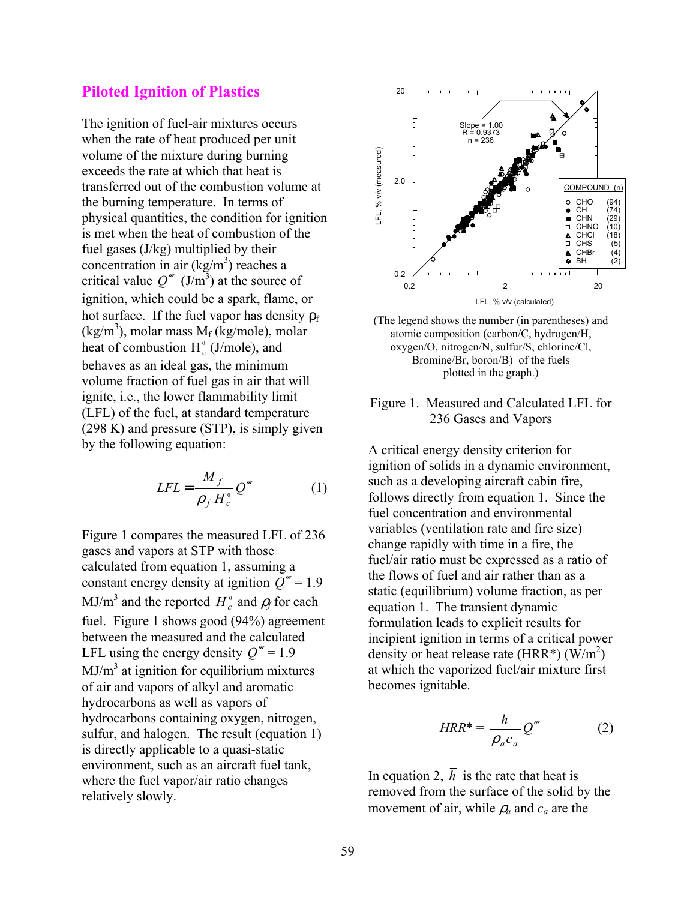## Piloted Ignition of Plastics

The ignition of fuel-air mixtures occurs when the rate of heat produced per unit volume of the mixture during burning exceeds the rate at which that heat is transferred out of the combustion volume at the burning temperature. In terms of physical quantities, the condition for ignition is met when the heat of combustion of the fuel gases (J/kg) multiplied by their concentration in air (kg/m$^3$) reaches a critical value $Q'''$ (J/m$^3$) at the source of ignition, which could be a spark, flame, or hot surface. If the fuel vapor has density $\rho_f$ (kg/m$^3$), molar mass $M_f$ (kg/mole), molar heat of combustion $H_c^0$ (J/mole), and behaves as an ideal gas, the minimum volume fraction of fuel gas in air that will ignite, i.e., the lower flammability limit (LFL) of the fuel, at standard temperature (298 K) and pressure (STP), is simply given by the following equation:

$$LFL = \frac{M_f}{\rho_f H_c^0} Q''' \qquad (1)$$

Figure 1 compares the measured LFL of 236 gases and vapors at STP with those calculated from equation 1, assuming a constant energy density at ignition $Q'''$ = 1.9 MJ/m$^3$ and the reported $H_c^0$ and $\rho_f$ for each fuel. Figure 1 shows good (94%) agreement between the measured and the calculated LFL using the energy density $Q'''$ = 1.9 MJ/m$^3$ at ignition for equilibrium mixtures of air and vapors of alkyl and aromatic hydrocarbons as well as vapors of hydrocarbons containing oxygen, nitrogen, sulfur, and halogen. The result (equation 1) is directly applicable to a quasi-static environment, such as an aircraft fuel tank, where the fuel vapor/air ratio changes relatively slowly.

(The legend shows the number (in parentheses) and atomic composition (carbon/C, hydrogen/H, oxygen/O, nitrogen/N, sulfur/S, chlorine/Cl, Bromine/Br, boron/B) of the fuels plotted in the graph.)

Figure 1. Measured and Calculated LFL for 236 Gases and Vapors

A critical energy density criterion for ignition of solids in a dynamic environment, such as a developing aircraft cabin fire, follows directly from equation 1. Since the fuel concentration and environmental variables (ventilation rate and fire size) change rapidly with time in a fire, the fuel/air ratio must be expressed as a ratio of the flows of fuel and air rather than as a static (equilibrium) volume fraction, as per equation 1. The transient dynamic formulation leads to explicit results for incipient ignition in terms of a critical power density or heat release rate (HRR*) (W/m$^2$) at which the vaporized fuel/air mixture first becomes ignitable.

$$HRR^* = \frac{\bar{h}}{\rho_a c_a} Q''' \qquad (2)$$

In equation 2, $\bar{h}$ is the rate that heat is removed from the surface of the solid by the movement of air, while $\rho_a$ and $c_a$ are the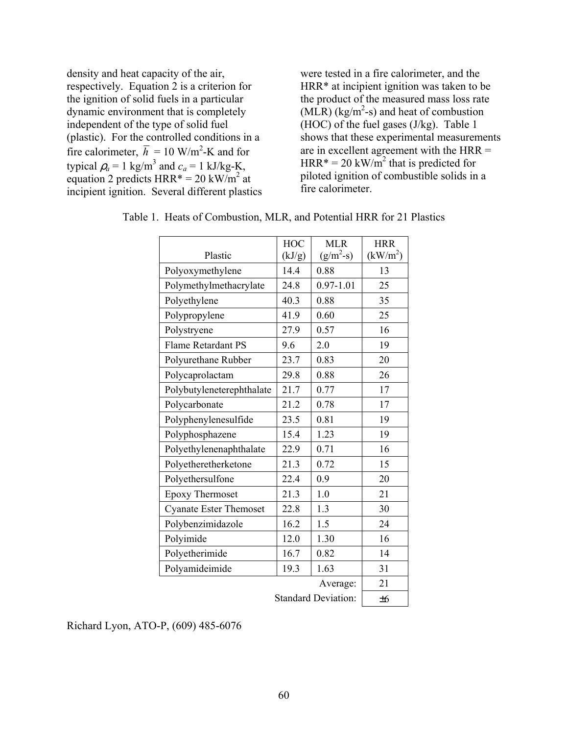density and heat capacity of the air, respectively. Equation 2 is a criterion for the ignition of solid fuels in a particular dynamic environment that is completely independent of the type of solid fuel (plastic). For the controlled conditions in a fire calorimeter, $\bar{h}$ = 10 W/m$^2$-K and for typical $\rho_a$ = 1 kg/m$^3$ and $c_a$ = 1 kJ/kg-K, equation 2 predicts HRR* = 20 kW/m$^2$ at incipient ignition. Several different plastics were tested in a fire calorimeter, and the HRR* at incipient ignition was taken to be the product of the measured mass loss rate (MLR) (kg/m$^2$-s) and heat of combustion (HOC) of the fuel gases (J/kg). Table 1 shows that these experimental measurements are in excellent agreement with the HRR = HRR* = 20 kW/m$^2$ that is predicted for piloted ignition of combustible solids in a fire calorimeter.

Table 1. Heats of Combustion, MLR, and Potential HRR for 21 Plastics

| Plastic | HOC (kJ/g) | MLR (g/m$^2$-s) | HRR (kW/m$^2$) |
|---|---|---|---|
| Polyoxymethylene | 14.4 | 0.88 | 13 |
| Polymethylmethacrylate | 24.8 | 0.97-1.01 | 25 |
| Polyethylene | 40.3 | 0.88 | 35 |
| Polypropylene | 41.9 | 0.60 | 25 |
| Polystryene | 27.9 | 0.57 | 16 |
| Flame Retardant PS | 9.6 | 2.0 | 19 |
| Polyurethane Rubber | 23.7 | 0.83 | 20 |
| Polycaprolactam | 29.8 | 0.88 | 26 |
| Polybutyleneterephthalate | 21.7 | 0.77 | 17 |
| Polycarbonate | 21.2 | 0.78 | 17 |
| Polyphenylenesulfide | 23.5 | 0.81 | 19 |
| Polyphosphazene | 15.4 | 1.23 | 19 |
| Polyethylenenaphthalate | 22.9 | 0.71 | 16 |
| Polyetheretherketone | 21.3 | 0.72 | 15 |
| Polyethersulfone | 22.4 | 0.9 | 20 |
| Epoxy Thermoset | 21.3 | 1.0 | 21 |
| Cyanate Ester Themoset | 22.8 | 1.3 | 30 |
| Polybenzimidazole | 16.2 | 1.5 | 24 |
| Polyimide | 12.0 | 1.30 | 16 |
| Polyetherimide | 16.7 | 0.82 | 14 |
| Polyamideimide | 19.3 | 1.63 | 31 |
| | | Average: | 21 |
| | | Standard Deviation: | ±6 |

Richard Lyon, ATO-P, (609) 485-6076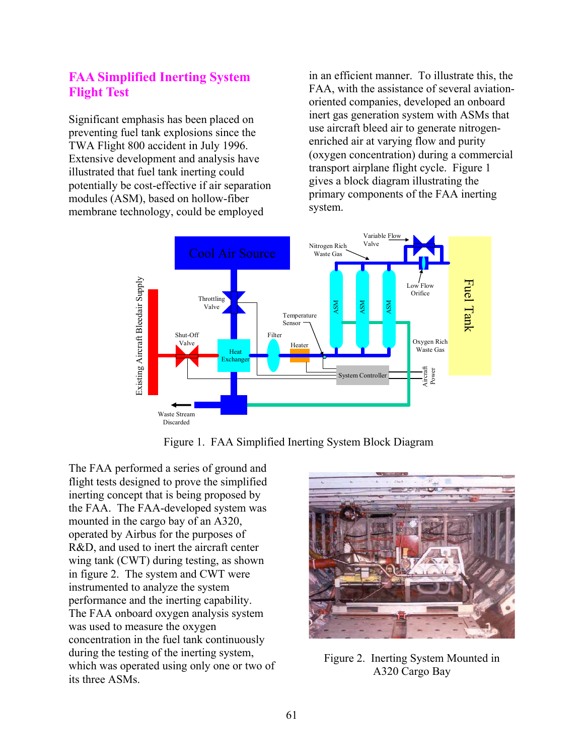## FAA Simplified Inerting System Flight Test

Significant emphasis has been placed on preventing fuel tank explosions since the TWA Flight 800 accident in July 1996. Extensive development and analysis have illustrated that fuel tank inerting could potentially be cost-effective if air separation modules (ASM), based on hollow-fiber membrane technology, could be employed in an efficient manner. To illustrate this, the FAA, with the assistance of several aviation-oriented companies, developed an onboard inert gas generation system with ASMs that use aircraft bleed air to generate nitrogen-enriched air at varying flow and purity (oxygen concentration) during a commercial transport airplane flight cycle. Figure 1 gives a block diagram illustrating the primary components of the FAA inerting system.

Figure 1. FAA Simplified Inerting System Block Diagram

The FAA performed a series of ground and flight tests designed to prove the simplified inerting concept that is being proposed by the FAA. The FAA-developed system was mounted in the cargo bay of an A320, operated by Airbus for the purposes of R&D, and used to inert the aircraft center wing tank (CWT) during testing, as shown in figure 2. The system and CWT were instrumented to analyze the system performance and the inerting capability. The FAA onboard oxygen analysis system was used to measure the oxygen concentration in the fuel tank continuously during the testing of the inerting system, which was operated using only one or two of its three ASMs.

Figure 2. Inerting System Mounted in A320 Cargo Bay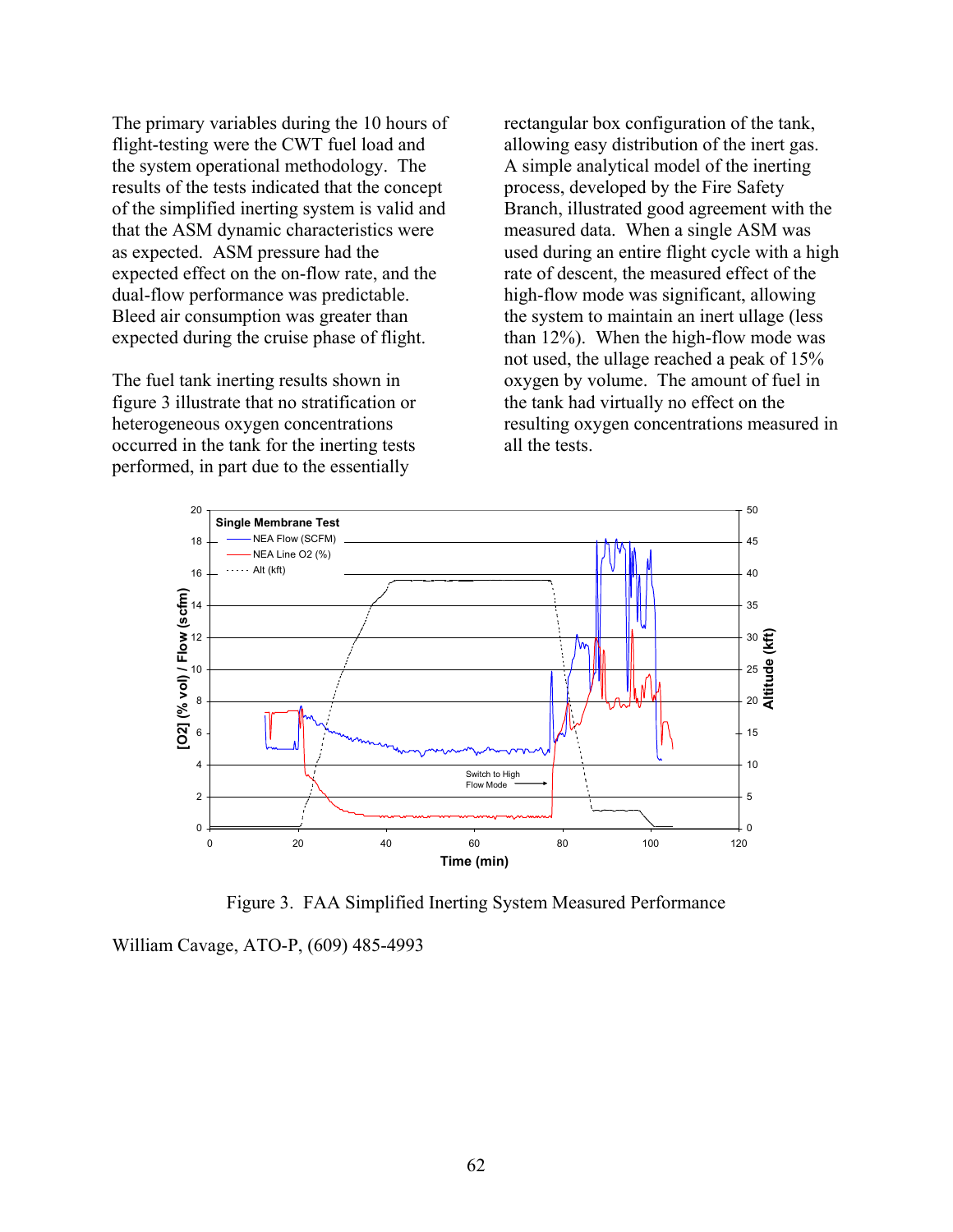The primary variables during the 10 hours of flight-testing were the CWT fuel load and the system operational methodology. The results of the tests indicated that the concept of the simplified inerting system is valid and that the ASM dynamic characteristics were as expected. ASM pressure had the expected effect on the on-flow rate, and the dual-flow performance was predictable. Bleed air consumption was greater than expected during the cruise phase of flight.

The fuel tank inerting results shown in figure 3 illustrate that no stratification or heterogeneous oxygen concentrations occurred in the tank for the inerting tests performed, in part due to the essentially rectangular box configuration of the tank, allowing easy distribution of the inert gas. A simple analytical model of the inerting process, developed by the Fire Safety Branch, illustrated good agreement with the measured data. When a single ASM was used during an entire flight cycle with a high rate of descent, the measured effect of the high-flow mode was significant, allowing the system to maintain an inert ullage (less than 12%). When the high-flow mode was not used, the ullage reached a peak of 15% oxygen by volume. The amount of fuel in the tank had virtually no effect on the resulting oxygen concentrations measured in all the tests.

Figure 3. FAA Simplified Inerting System Measured Performance

William Cavage, ATO-P, (609) 485-4993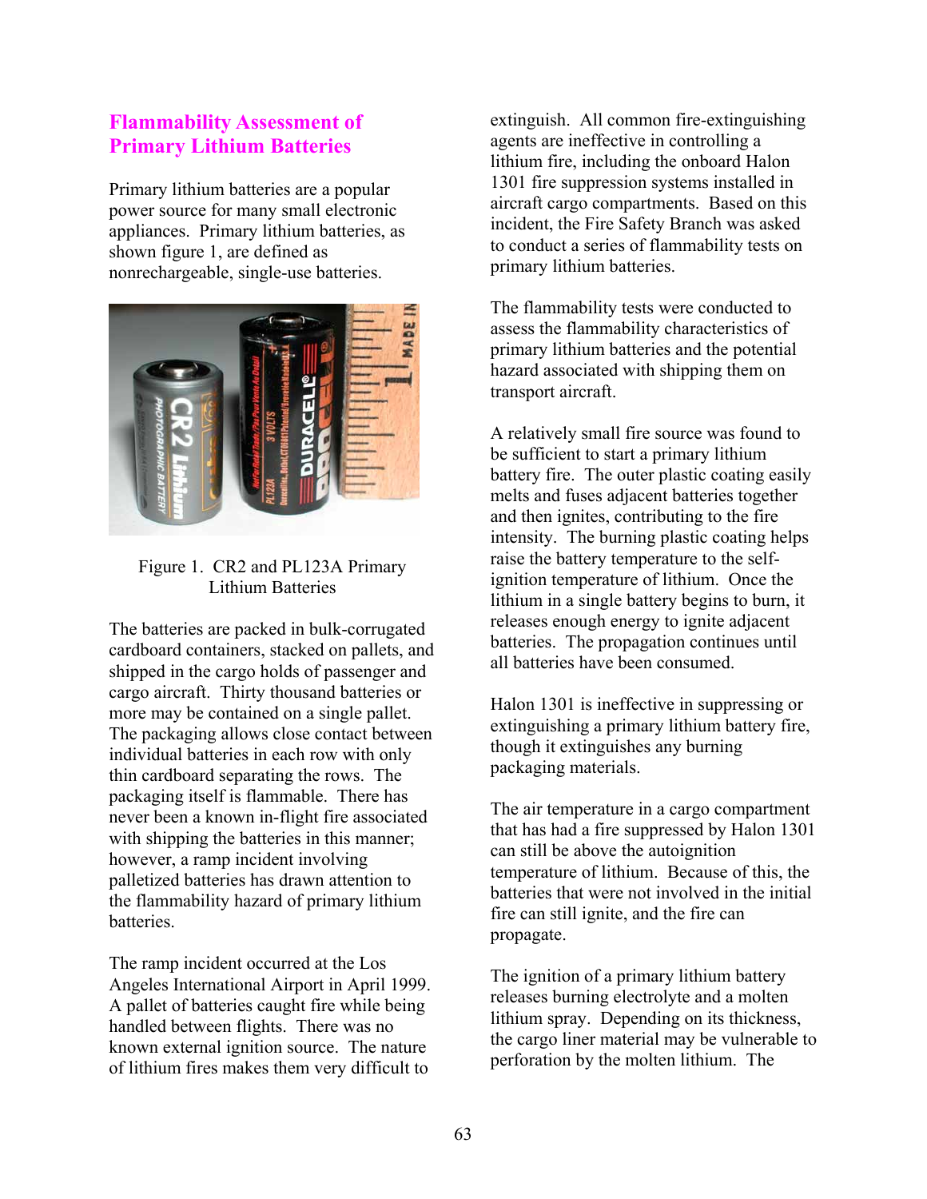## Flammability Assessment of Primary Lithium Batteries

Primary lithium batteries are a popular power source for many small electronic appliances. Primary lithium batteries, as shown figure 1, are defined as nonrechargeable, single-use batteries.

Figure 1. CR2 and PL123A Primary Lithium Batteries

The batteries are packed in bulk-corrugated cardboard containers, stacked on pallets, and shipped in the cargo holds of passenger and cargo aircraft. Thirty thousand batteries or more may be contained on a single pallet. The packaging allows close contact between individual batteries in each row with only thin cardboard separating the rows. The packaging itself is flammable. There has never been a known in-flight fire associated with shipping the batteries in this manner; however, a ramp incident involving palletized batteries has drawn attention to the flammability hazard of primary lithium batteries.

The ramp incident occurred at the Los Angeles International Airport in April 1999. A pallet of batteries caught fire while being handled between flights. There was no known external ignition source. The nature of lithium fires makes them very difficult to extinguish. All common fire-extinguishing agents are ineffective in controlling a lithium fire, including the onboard Halon 1301 fire suppression systems installed in aircraft cargo compartments. Based on this incident, the Fire Safety Branch was asked to conduct a series of flammability tests on primary lithium batteries.

The flammability tests were conducted to assess the flammability characteristics of primary lithium batteries and the potential hazard associated with shipping them on transport aircraft.

A relatively small fire source was found to be sufficient to start a primary lithium battery fire. The outer plastic coating easily melts and fuses adjacent batteries together and then ignites, contributing to the fire intensity. The burning plastic coating helps raise the battery temperature to the self-ignition temperature of lithium. Once the lithium in a single battery begins to burn, it releases enough energy to ignite adjacent batteries. The propagation continues until all batteries have been consumed.

Halon 1301 is ineffective in suppressing or extinguishing a primary lithium battery fire, though it extinguishes any burning packaging materials.

The air temperature in a cargo compartment that has had a fire suppressed by Halon 1301 can still be above the autoignition temperature of lithium. Because of this, the batteries that were not involved in the initial fire can still ignite, and the fire can propagate.

The ignition of a primary lithium battery releases burning electrolyte and a molten lithium spray. Depending on its thickness, the cargo liner material may be vulnerable to perforation by the molten lithium. The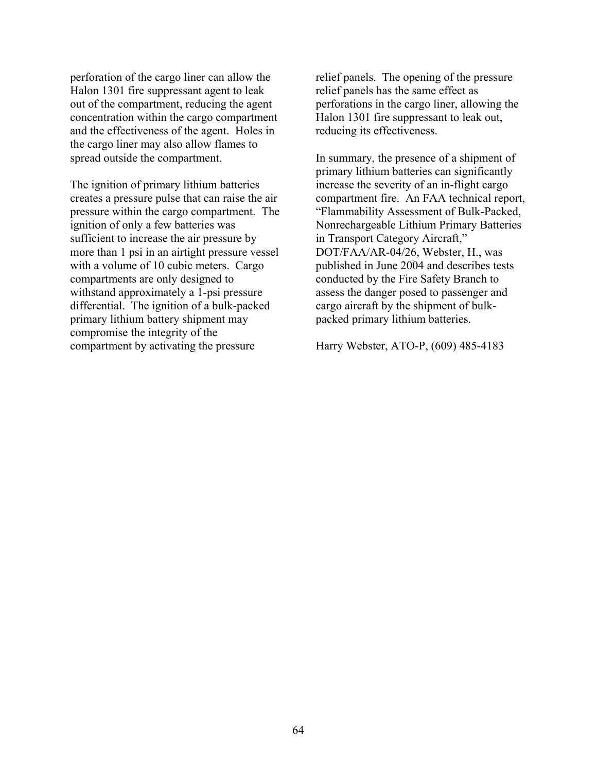perforation of the cargo liner can allow the Halon 1301 fire suppressant agent to leak out of the compartment, reducing the agent concentration within the cargo compartment and the effectiveness of the agent. Holes in the cargo liner may also allow flames to spread outside the compartment.

The ignition of primary lithium batteries creates a pressure pulse that can raise the air pressure within the cargo compartment. The ignition of only a few batteries was sufficient to increase the air pressure by more than 1 psi in an airtight pressure vessel with a volume of 10 cubic meters. Cargo compartments are only designed to withstand approximately a 1-psi pressure differential. The ignition of a bulk-packed primary lithium battery shipment may compromise the integrity of the compartment by activating the pressure relief panels. The opening of the pressure relief panels has the same effect as perforations in the cargo liner, allowing the Halon 1301 fire suppressant to leak out, reducing its effectiveness.

In summary, the presence of a shipment of primary lithium batteries can significantly increase the severity of an in-flight cargo compartment fire. An FAA technical report, "Flammability Assessment of Bulk-Packed, Nonrechargeable Lithium Primary Batteries in Transport Category Aircraft," DOT/FAA/AR-04/26, Webster, H., was published in June 2004 and describes tests conducted by the Fire Safety Branch to assess the danger posed to passenger and cargo aircraft by the shipment of bulk-packed primary lithium batteries.

Harry Webster, ATO-P, (609) 485-4183